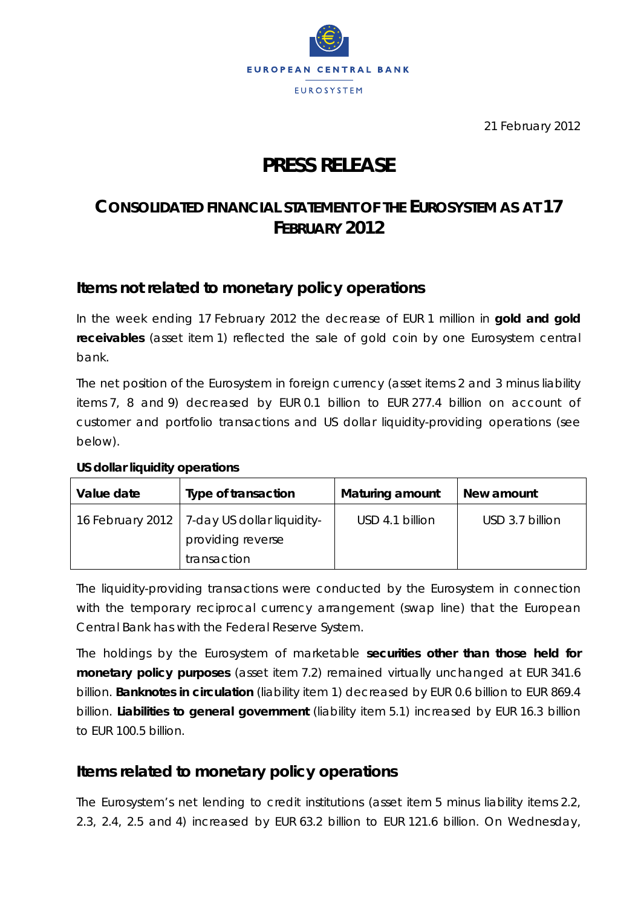EUROPEAN CENTRAL BANK

EUROSYSTEM

21 February 2012

# PRESS RELEASE

## CONSOLIDATED FINANCIAL STATEMENT OF THE EUROSYSTEM AS AT 17 FEBRUARY 2012

### Items not related to monetary policy operations

In the week ending 17 February 2012 the decrease of EUR 1 million in **gold and gold receivables** (asset item 1) reflected the sale of gold coin by one Eurosystem central bank.

The net position of the Eurosystem in foreign currency (asset items 2 and 3 minus liability items 7, 8 and 9) decreased by EUR 0.1 billion to EUR 277.4 billion on account of customer and portfolio transactions and US dollar liquidity-providing operations (see below).

**US dollar liquidity operations**

| Value date | Type of transaction | Maturing amount | New amount |
|---|---|---|---|
| 16 February 2012 | 7-day US dollar liquidity-providing reverse transaction | USD 4.1 billion | USD 3.7 billion |

The liquidity-providing transactions were conducted by the Eurosystem in connection with the temporary reciprocal currency arrangement (swap line) that the European Central Bank has with the Federal Reserve System.

The holdings by the Eurosystem of marketable **securities other than those held for monetary policy purposes** (asset item 7.2) remained virtually unchanged at EUR 341.6 billion. **Banknotes in circulation** (liability item 1) decreased by EUR 0.6 billion to EUR 869.4 billion. **Liabilities to general government** (liability item 5.1) increased by EUR 16.3 billion to EUR 100.5 billion.

### Items related to monetary policy operations

The Eurosystem's net lending to credit institutions (asset item 5 minus liability items 2.2, 2.3, 2.4, 2.5 and 4) increased by EUR 63.2 billion to EUR 121.6 billion. On Wednesday,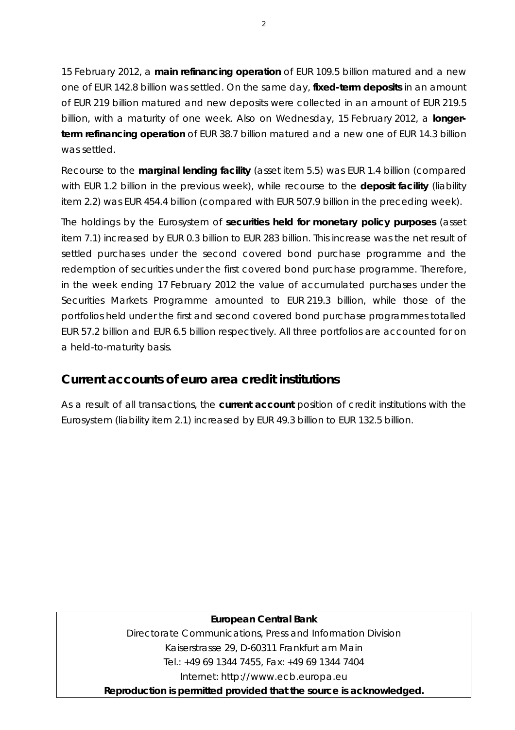15 February 2012, a **main refinancing operation** of EUR 109.5 billion matured and a new one of EUR 142.8 billion was settled. On the same day, **fixed-term deposits** in an amount of EUR 219 billion matured and new deposits were collected in an amount of EUR 219.5 billion, with a maturity of one week. Also on Wednesday, 15 February 2012, a **longer-term refinancing operation** of EUR 38.7 billion matured and a new one of EUR 14.3 billion was settled.

Recourse to the **marginal lending facility** (asset item 5.5) was EUR 1.4 billion (compared with EUR 1.2 billion in the previous week), while recourse to the **deposit facility** (liability item 2.2) was EUR 454.4 billion (compared with EUR 507.9 billion in the preceding week).

The holdings by the Eurosystem of **securities held for monetary policy purposes** (asset item 7.1) increased by EUR 0.3 billion to EUR 283 billion. This increase was the net result of settled purchases under the second covered bond purchase programme and the redemption of securities under the first covered bond purchase programme. Therefore, in the week ending 17 February 2012 the value of accumulated purchases under the Securities Markets Programme amounted to EUR 219.3 billion, while those of the portfolios held under the first and second covered bond purchase programmes totalled EUR 57.2 billion and EUR 6.5 billion respectively. All three portfolios are accounted for on a held-to-maturity basis.

## Current accounts of euro area credit institutions

As a result of all transactions, the **current account** position of credit institutions with the Eurosystem (liability item 2.1) increased by EUR 49.3 billion to EUR 132.5 billion.

**European Central Bank**

Directorate Communications, Press and Information Division

Kaiserstrasse 29, D-60311 Frankfurt am Main

Tel.: +49 69 1344 7455, Fax: +49 69 1344 7404

Internet: http://www.ecb.europa.eu

**Reproduction is permitted provided that the source is acknowledged.**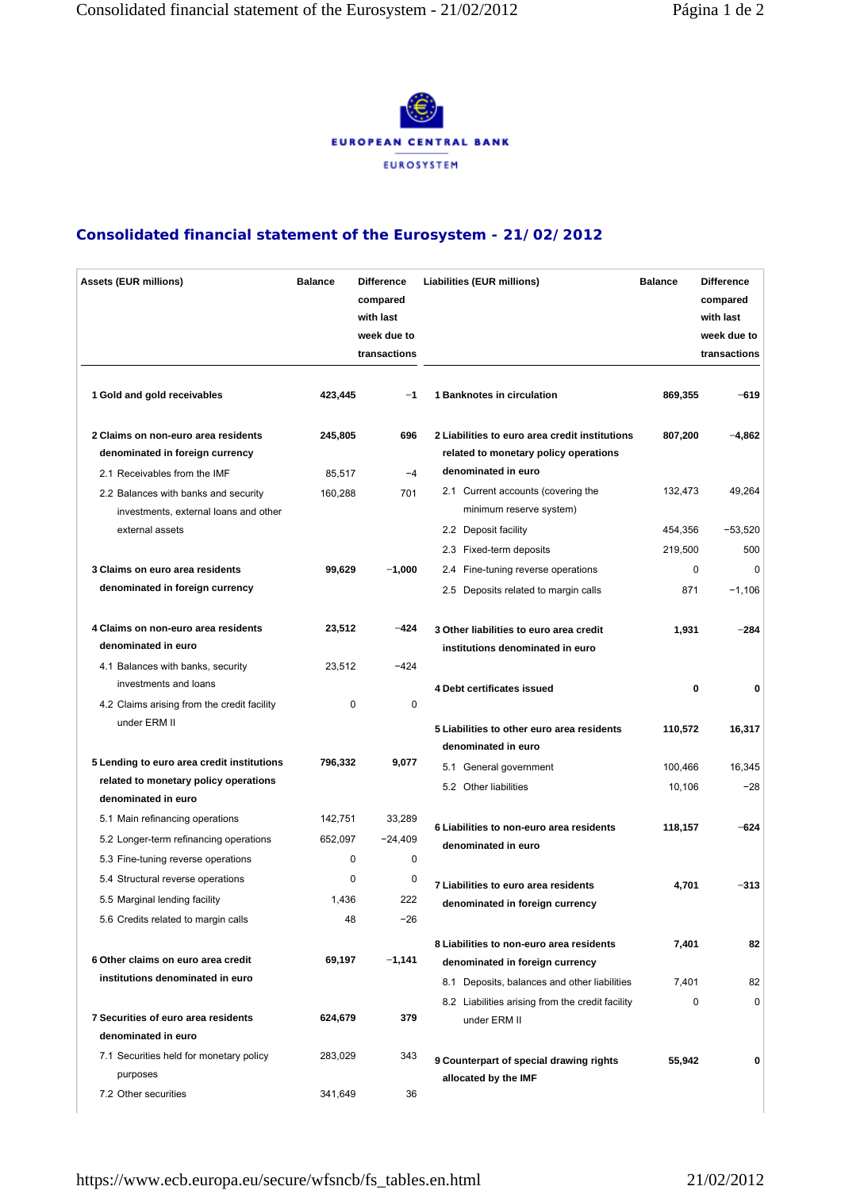EUROPEAN CENTRAL BANK

EUROSYSTEM

## Consolidated financial statement of the Eurosystem - 21/02/2012

| Assets (EUR millions) | Balance | Difference compared with last week due to transactions |
|---|---|---|
| **1 Gold and gold receivables** | **423,445** | **−1** |
| **2 Claims on non-euro area residents denominated in foreign currency** | **245,805** | **696** |
| 2.1 Receivables from the IMF | 85,517 | −4 |
| 2.2 Balances with banks and security investments, external loans and other external assets | 160,288 | 701 |
| **3 Claims on euro area residents denominated in foreign currency** | **99,629** | **−1,000** |
| **4 Claims on non-euro area residents denominated in euro** | **23,512** | **−424** |
| 4.1 Balances with banks, security investments and loans | 23,512 | −424 |
| 4.2 Claims arising from the credit facility under ERM II | 0 | 0 |
| **5 Lending to euro area credit institutions related to monetary policy operations denominated in euro** | **796,332** | **9,077** |
| 5.1 Main refinancing operations | 142,751 | 33,289 |
| 5.2 Longer-term refinancing operations | 652,097 | −24,409 |
| 5.3 Fine-tuning reverse operations | 0 | 0 |
| 5.4 Structural reverse operations | 0 | 0 |
| 5.5 Marginal lending facility | 1,436 | 222 |
| 5.6 Credits related to margin calls | 48 | −26 |
| **6 Other claims on euro area credit institutions denominated in euro** | **69,197** | **−1,141** |
| **7 Securities of euro area residents denominated in euro** | **624,679** | **379** |
| 7.1 Securities held for monetary policy purposes | 283,029 | 343 |
| 7.2 Other securities | 341,649 | 36 |

| Liabilities (EUR millions) | Balance | Difference compared with last week due to transactions |
|---|---|---|
| **1 Banknotes in circulation** | **869,355** | **−619** |
| **2 Liabilities to euro area credit institutions related to monetary policy operations denominated in euro** | **807,200** | **−4,862** |
| 2.1 Current accounts (covering the minimum reserve system) | 132,473 | 49,264 |
| 2.2 Deposit facility | 454,356 | −53,520 |
| 2.3 Fixed-term deposits | 219,500 | 500 |
| 2.4 Fine-tuning reverse operations | 0 | 0 |
| 2.5 Deposits related to margin calls | 871 | −1,106 |
| **3 Other liabilities to euro area credit institutions denominated in euro** | **1,931** | **−284** |
| **4 Debt certificates issued** | **0** | **0** |
| **5 Liabilities to other euro area residents denominated in euro** | **110,572** | **16,317** |
| 5.1 General government | 100,466 | 16,345 |
| 5.2 Other liabilities | 10,106 | −28 |
| **6 Liabilities to non-euro area residents denominated in euro** | **118,157** | **−624** |
| **7 Liabilities to euro area residents denominated in foreign currency** | **4,701** | **−313** |
| **8 Liabilities to non-euro area residents denominated in foreign currency** | **7,401** | **82** |
| 8.1 Deposits, balances and other liabilities | 7,401 | 82 |
| 8.2 Liabilities arising from the credit facility under ERM II | 0 | 0 |
| **9 Counterpart of special drawing rights allocated by the IMF** | **55,942** | **0** |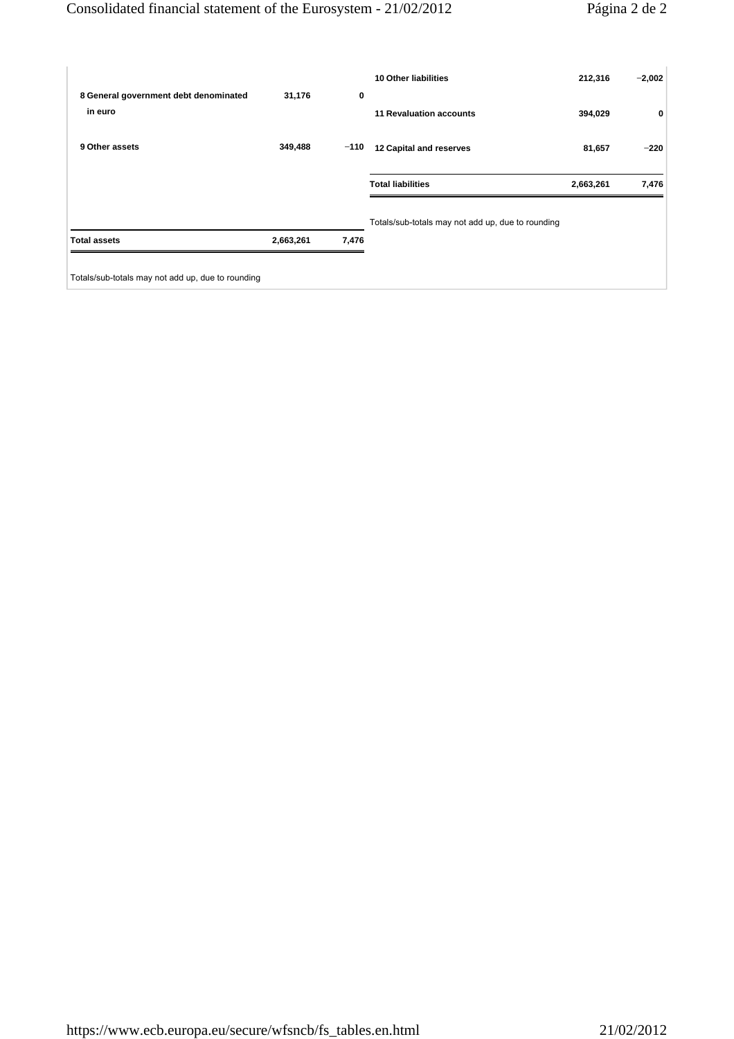| | | |
|---|---|---|
| **8 General government debt denominated in euro** | **31,176** | **0** |
| **9 Other assets** | **349,488** | **−110** |
| **Total assets** | **2,663,261** | **7,476** |

Totals/sub-totals may not add up, due to rounding

| | | |
|---|---|---|
| **10 Other liabilities** | **212,316** | **−2,002** |
| **11 Revaluation accounts** | **394,029** | **0** |
| **12 Capital and reserves** | **81,657** | **−220** |
| **Total liabilities** | **2,663,261** | **7,476** |

Totals/sub-totals may not add up, due to rounding